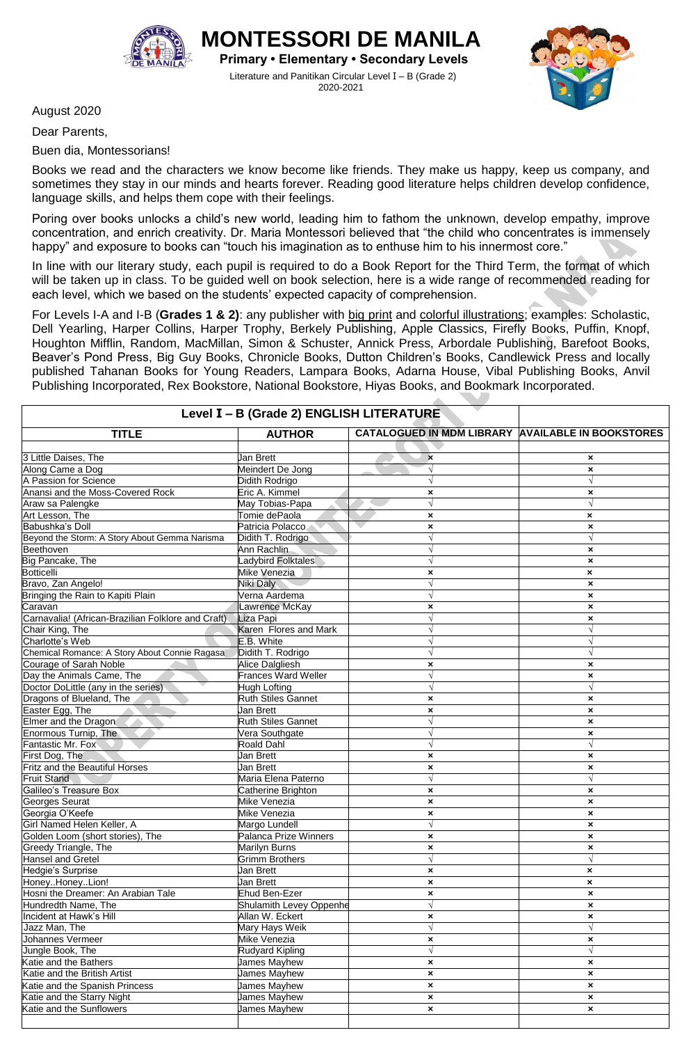# MONTESSORI DE MANILA

**Primary • Elementary • Secondary Levels**

Literature and Panitikan Circular Level I – B (Grade 2)
2020-2021

August 2020

Dear Parents,

Buen dia, Montessorians!

Books we read and the characters we know become like friends. They make us happy, keep us company, and sometimes they stay in our minds and hearts forever. Reading good literature helps children develop confidence, language skills, and helps them cope with their feelings.

Poring over books unlocks a child's new world, leading him to fathom the unknown, develop empathy, improve concentration, and enrich creativity. Dr. Maria Montessori believed that "the child who concentrates is immensely happy" and exposure to books can "touch his imagination as to enthuse him to his innermost core."

In line with our literary study, each pupil is required to do a Book Report for the Third Term, the format of which will be taken up in class. To be guided well on book selection, here is a wide range of recommended reading for each level, which we based on the students' expected capacity of comprehension.

For Levels I-A and I-B (**Grades 1 & 2**): any publisher with big print and colorful illustrations; examples: Scholastic, Dell Yearling, Harper Collins, Harper Trophy, Berkely Publishing, Apple Classics, Firefly Books, Puffin, Knopf, Houghton Mifflin, Random, MacMillan, Simon & Schuster, Annick Press, Arbordale Publishing, Barefoot Books, Beaver's Pond Press, Big Guy Books, Chronicle Books, Dutton Children's Books, Candlewick Press and locally published Tahanan Books for Young Readers, Lampara Books, Adarna House, Vibal Publishing Books, Anvil Publishing Incorporated, Rex Bookstore, National Bookstore, Hiyas Books, and Bookmark Incorporated.

| Level I – B (Grade 2) ENGLISH LITERATURE | | | |
|---|---|---|---|
| **TITLE** | **AUTHOR** | **CATALOGUED IN MDM LIBRARY** | **AVAILABLE IN BOOKSTORES** |
| 3 Little Daises, The | Jan Brett | × | × |
| Along Came a Dog | Meindert De Jong | √ | × |
| A Passion for Science | Didith Rodrigo | √ | √ |
| Anansi and the Moss-Covered Rock | Eric A. Kimmel | × | × |
| Araw sa Palengke | May Tobias-Papa | √ | √ |
| Art Lesson, The | Tomie dePaola | × | × |
| Babushka's Doll | Patricia Polacco | × | × |
| Beyond the Storm: A Story About Gemma Narisma | Didith T. Rodrigo | √ | √ |
| Beethoven | Ann Rachlin | √ | × |
| Big Pancake, The | Ladybird Folktales | √ | × |
| Botticelli | Mike Venezia | × | × |
| Bravo, Zan Angelo! | Niki Daly | √ | × |
| Bringing the Rain to Kapiti Plain | Verna Aardema | √ | × |
| Caravan | Lawrence McKay | × | × |
| Carnavalia! (African-Brazilian Folklore and Craft) | Liza Papi | √ | × |
| Chair King, The | Karen Flores and Mark | √ | √ |
| Charlotte's Web | E.B. White | √ | √ |
| Chemical Romance: A Story About Connie Ragasa | Didith T. Rodrigo | √ | √ |
| Courage of Sarah Noble | Alice Dalgliesh | × | × |
| Day the Animals Came, The | Frances Ward Weller | √ | × |
| Doctor DoLittle (any in the series) | Hugh Lofting | √ | √ |
| Dragons of Blueland, The | Ruth Stiles Gannet | × | × |
| Easter Egg, The | Jan Brett | × | × |
| Elmer and the Dragon | Ruth Stiles Gannet | √ | × |
| Enormous Turnip, The | Vera Southgate | √ | × |
| Fantastic Mr. Fox | Roald Dahl | √ | √ |
| First Dog, The | Jan Brett | × | × |
| Fritz and the Beautiful Horses | Jan Brett | × | × |
| Fruit Stand | Maria Elena Paterno | √ | √ |
| Galileo's Treasure Box | Catherine Brighton | × | × |
| Georges Seurat | Mike Venezia | × | × |
| Georgia O'Keefe | Mike Venezia | × | × |
| Girl Named Helen Keller, A | Margo Lundell | √ | × |
| Golden Loom (short stories), The | Palanca Prize Winners | × | × |
| Greedy Triangle, The | Marilyn Burns | × | × |
| Hansel and Gretel | Grimm Brothers | √ | √ |
| Hedgie's Surprise | Jan Brett | × | × |
| Honey..Honey..Lion! | Jan Brett | × | × |
| Hosni the Dreamer: An Arabian Tale | Ehud Ben-Ezer | × | × |
| Hundredth Name, The | Shulamith Levey Oppenhe | √ | × |
| Incident at Hawk's Hill | Allan W. Eckert | × | × |
| Jazz Man, The | Mary Hays Weik | √ | √ |
| Johannes Vermeer | Mike Venezia | × | × |
| Jungle Book, The | Rudyard Kipling | √ | √ |
| Katie and the Bathers | James Mayhew | × | × |
| Katie and the British Artist | James Mayhew | × | × |
| Katie and the Spanish Princess | James Mayhew | × | × |
| Katie and the Starry Night | James Mayhew | × | × |
| Katie and the Sunflowers | James Mayhew | × | × |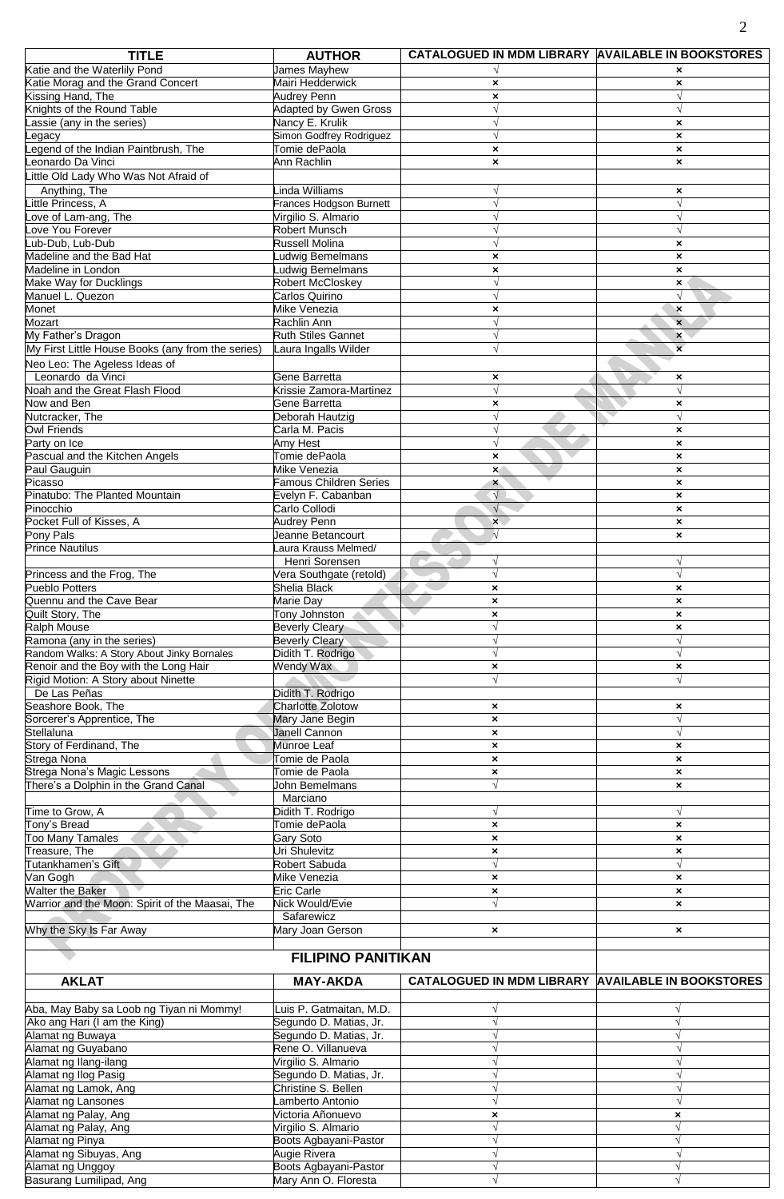| TITLE | AUTHOR | CATALOGUED IN MDM LIBRARY | AVAILABLE IN BOOKSTORES |
|---|---|---|---|
| Katie and the Waterlily Pond | James Mayhew | √ | × |
| Katie Morag and the Grand Concert | Mairi Hedderwick | × | × |
| Kissing Hand, The | Audrey Penn | × | √ |
| Knights of the Round Table | Adapted by Gwen Gross | √ | √ |
| Lassie (any in the series) | Nancy E. Krulik | √ | × |
| Legacy | Simon Godfrey Rodriguez | √ | × |
| Legend of the Indian Paintbrush, The | Tomie dePaola | × | × |
| Leonardo Da Vinci | Ann Rachlin | × | × |
| Little Old Lady Who Was Not Afraid of Anything, The | Linda Williams | √ | × |
| Little Princess, A | Frances Hodgson Burnett | √ | √ |
| Love of Lam-ang, The | Virgilio S. Almario | √ | √ |
| Love You Forever | Robert Munsch | √ | √ |
| Lub-Dub, Lub-Dub | Russell Molina | √ | × |
| Madeline and the Bad Hat | Ludwig Bemelmans | × | × |
| Madeline in London | Ludwig Bemelmans | × | × |
| Make Way for Ducklings | Robert McCloskey | √ | × |
| Manuel L. Quezon | Carlos Quirino | √ | √ |
| Monet | Mike Venezia | × | × |
| Mozart | Rachlin Ann | √ | × |
| My Father's Dragon | Ruth Stiles Gannet | √ | × |
| My First Little House Books (any from the series) | Laura Ingalls Wilder | √ | × |
| Neo Leo: The Ageless Ideas of Leonardo da Vinci | Gene Barretta | × | × |
| Noah and the Great Flash Flood | Krissie Zamora-Martinez | √ | √ |
| Now and Ben | Gene Barretta | × | × |
| Nutcracker, The | Deborah Hautzig | √ | √ |
| Owl Friends | Carla M. Pacis | √ | × |
| Party on Ice | Amy Hest | √ | × |
| Pascual and the Kitchen Angels | Tomie dePaola | × | × |
| Paul Gauguin | Mike Venezia | × | × |
| Picasso | Famous Children Series | × | × |
| Pinatubo: The Planted Mountain | Evelyn F. Cabanban | √ | × |
| Pinocchio | Carlo Collodi | √ | × |
| Pocket Full of Kisses, A | Audrey Penn | × | × |
| Pony Pals | Jeanne Betancourt | √ | × |
| Prince Nautilus | Laura Krauss Melmed/ Henri Sorensen | √ | √ |
| Princess and the Frog, The | Vera Southgate (retold) | √ | √ |
| Pueblo Potters | Shelia Black | × | × |
| Quennu and the Cave Bear | Marie Day | × | × |
| Quilt Story, The | Tony Johnston | × | × |
| Ralph Mouse | Beverly Cleary | √ | × |
| Ramona (any in the series) | Beverly Cleary | √ | √ |
| Random Walks: A Story About Jinky Bornales | Didith T. Rodrigo | √ | √ |
| Renoir and the Boy with the Long Hair | Wendy Wax | × | × |
| Rigid Motion: A Story about Ninette De Las Peñas | Didith T. Rodrigo | √ | √ |
| Seashore Book, The | Charlotte Zolotow | × | × |
| Sorcerer's Apprentice, The | Mary Jane Begin | × | √ |
| Stellaluna | Janell Cannon | × | √ |
| Story of Ferdinand, The | Munroe Leaf | × | × |
| Strega Nona | Tomie de Paola | × | × |
| Strega Nona's Magic Lessons | Tomie de Paola | × | × |
| There's a Dolphin in the Grand Canal | John Bemelmans Marciano | √ | × |
| Time to Grow, A | Didith T. Rodrigo | √ | √ |
| Tony's Bread | Tomie dePaola | × | × |
| Too Many Tamales | Gary Soto | × | × |
| Treasure, The | Uri Shulevitz | × | × |
| Tutankhamen's Gift | Robert Sabuda | √ | √ |
| Van Gogh | Mike Venezia | × | × |
| Walter the Baker | Eric Carle | × | × |
| Warrior and the Moon: Spirit of the Maasai, The | Nick Would/Evie Safarewicz | √ | × |
| Why the Sky Is Far Away | Mary Joan Gerson | × | × |

## FILIPINO PANITIKAN

| AKLAT | MAY-AKDA | CATALOGUED IN MDM LIBRARY | AVAILABLE IN BOOKSTORES |
|---|---|---|---|
| Aba, May Baby sa Loob ng Tiyan ni Mommy! | Luis P. Gatmaitan, M.D. | √ | √ |
| Ako ang Hari (I am the King) | Segundo D. Matias, Jr. | √ | √ |
| Alamat ng Buwaya | Segundo D. Matias, Jr. | √ | √ |
| Alamat ng Guyabano | Rene O. Villanueva | √ | √ |
| Alamat ng Ilang-ilang | Virgilio S. Almario | √ | √ |
| Alamat ng Ilog Pasig | Segundo D. Matias, Jr. | √ | √ |
| Alamat ng Lamok, Ang | Christine S. Bellen | √ | √ |
| Alamat ng Lansones | Lamberto Antonio | √ | √ |
| Alamat ng Palay, Ang | Victoria Añonuevo | × | × |
| Alamat ng Palay, Ang | Virgilio S. Almario | √ | √ |
| Alamat ng Pinya | Boots Agbayani-Pastor | √ | √ |
| Alamat ng Sibuyas, Ang | Augie Rivera | √ | √ |
| Alamat ng Unggoy | Boots Agbayani-Pastor | √ | √ |
| Basurang Lumilipad, Ang | Mary Ann O. Floresta | √ | √ |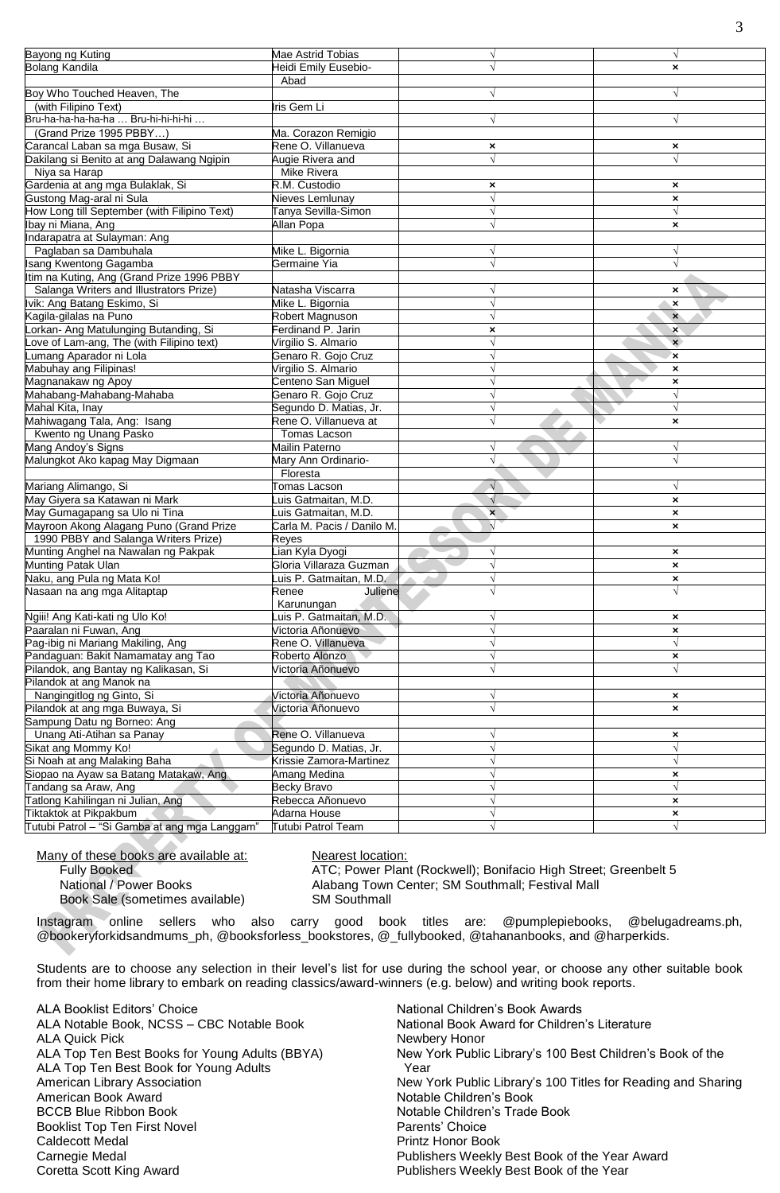| | | | |
|---|---|---|---|
| Bayong ng Kuting | Mae Astrid Tobias | √ | √ |
| Bolang Kandila | Heidi Emily Eusebio-Abad | √ | × |
| Boy Who Touched Heaven, The (with Filipino Text) | Iris Gem Li | √ | √ |
| Bru-ha-ha-ha-ha-ha … Bru-hi-hi-hi-hi … (Grand Prize 1995 PBBY…) | Ma. Corazon Remigio | √ | √ |
| Carancal Laban sa mga Busaw, Si | Rene O. Villanueva | × | × |
| Dakilang si Benito at ang Dalawang Ngipin Niya sa Harap | Augie Rivera and Mike Rivera | √ | √ |
| Gardenia at ang mga Bulaklak, Si | R.M. Custodio | × | × |
| Gustong Mag-aral ni Sula | Nieves Lemlunay | √ | × |
| How Long till September (with Filipino Text) | Tanya Sevilla-Simon | √ | √ |
| Ibay ni Miana, Ang | Allan Popa | √ | × |
| Indarapatra at Sulayman: Ang Paglaban sa Dambuhala | Mike L. Bigornia | √ | √ |
| Isang Kwentong Gagamba | Germaine Yia | √ | √ |
| Itim na Kuting, Ang (Grand Prize 1996 PBBY Salanga Writers and Illustrators Prize) | Natasha Viscarra | √ | × |
| Ivik: Ang Batang Eskimo, Si | Mike L. Bigornia | √ | × |
| Kagila-gilalas na Puno | Robert Magnuson | √ | × |
| Lorkan- Ang Matulunging Butanding, Si | Ferdinand P. Jarin | × | × |
| Love of Lam-ang, The (with Filipino text) | Virgilio S. Almario | √ | × |
| Lumang Aparador ni Lola | Genaro R. Gojo Cruz | √ | × |
| Mabuhay ang Filipinas! | Virgilio S. Almario | √ | × |
| Magnanakaw ng Apoy | Centeno San Miguel | √ | × |
| Mahabang-Mahabang-Mahaba | Genaro R. Gojo Cruz | √ | √ |
| Mahal Kita, Inay | Segundo D. Matias, Jr. | √ | √ |
| Mahiwagang Tala, Ang: Isang Kwento ng Unang Pasko | Rene O. Villanueva at Tomas Lacson | √ | × |
| Mang Andoy's Signs | Mailin Paterno | √ | √ |
| Malungkot Ako kapag May Digmaan | Mary Ann Ordinario-Floresta | √ | √ |
| Mariang Alimango, Si | Tomas Lacson | √ | √ |
| May Giyera sa Katawan ni Mark | Luis Gatmaitan, M.D. | √ | × |
| May Gumagapang sa Ulo ni Tina | Luis Gatmaitan, M.D. | × | × |
| Mayroon Akong Alagang Puno (Grand Prize 1990 PBBY and Salanga Writers Prize) | Carla M. Pacis / Danilo M. Reyes | √ | × |
| Munting Anghel na Nawalan ng Pakpak | Lian Kyla Dyogi | √ | × |
| Munting Patak Ulan | Gloria Villaraza Guzman | √ | × |
| Naku, ang Pula ng Mata Ko! | Luis P. Gatmaitan, M.D. | √ | × |
| Nasaan na ang mga Alitaptap | Renee Juliene Karunungan | √ | √ |
| Ngiii! Ang Kati-kati ng Ulo Ko! | Luis P. Gatmaitan, M.D. | √ | × |
| Paaralan ni Fuwan, Ang | Victoria Añonuevo | √ | × |
| Pag-ibig ni Mariang Makiling, Ang | Rene O. Villanueva | √ | √ |
| Pandaguan: Bakit Namamatay ang Tao | Roberto Alonzo | √ | × |
| Pilandok, ang Bantay ng Kalikasan, Si | Victoria Añonuevo | √ | √ |
| Pilandok at ang Manok na Nangingitlog ng Ginto, Si | Victoria Añonuevo | √ | × |
| Pilandok at ang mga Buwaya, Si | Victoria Añonuevo | √ | × |
| Sampung Datu ng Borneo: Ang Unang Ati-Atihan sa Panay | Rene O. Villanueva | √ | × |
| Sikat ang Mommy Ko! | Segundo D. Matias, Jr. | √ | √ |
| Si Noah at ang Malaking Baha | Krissie Zamora-Martinez | √ | √ |
| Siopao na Ayaw sa Batang Matakaw, Ang | Amang Medina | √ | × |
| Tandang sa Araw, Ang | Becky Bravo | √ | √ |
| Tatlong Kahilingan ni Julian, Ang | Rebecca Añonuevo | √ | × |
| Tiktaktok at Pikpakbum | Adarna House | √ | × |
| Tutubi Patrol – "Si Gamba at ang mga Langgam" | Tutubi Patrol Team | √ | √ |

| Many of these books are available at: | Nearest location: |
|---|---|
| Fully Booked | ATC; Power Plant (Rockwell); Bonifacio High Street; Greenbelt 5 |
| National / Power Books | Alabang Town Center; SM Southmall; Festival Mall |
| Book Sale (sometimes available) | SM Southmall |

Instagram online sellers who also carry good book titles are: @pumplepiebooks, @belugadreams.ph, @bookeryforkidsandmums_ph, @booksforless_bookstores, @_fullybooked, @tahananbooks, and @harperkids.

Students are to choose any selection in their level's list for use during the school year, or choose any other suitable book from their home library to embark on reading classics/award-winners (e.g. below) and writing book reports.

ALA Booklist Editors' Choice
ALA Notable Book, NCSS – CBC Notable Book
ALA Quick Pick
ALA Top Ten Best Books for Young Adults (BBYA)
ALA Top Ten Best Book for Young Adults
American Library Association
American Book Award
BCCB Blue Ribbon Book
Booklist Top Ten First Novel
Caldecott Medal
Carnegie Medal
Coretta Scott King Award
National Children's Book Awards
National Book Award for Children's Literature
Newbery Honor
New York Public Library's 100 Best Children's Book of the Year
New York Public Library's 100 Titles for Reading and Sharing
Notable Children's Book
Notable Children's Trade Book
Parents' Choice
Printz Honor Book
Publishers Weekly Best Book of the Year Award
Publishers Weekly Best Book of the Year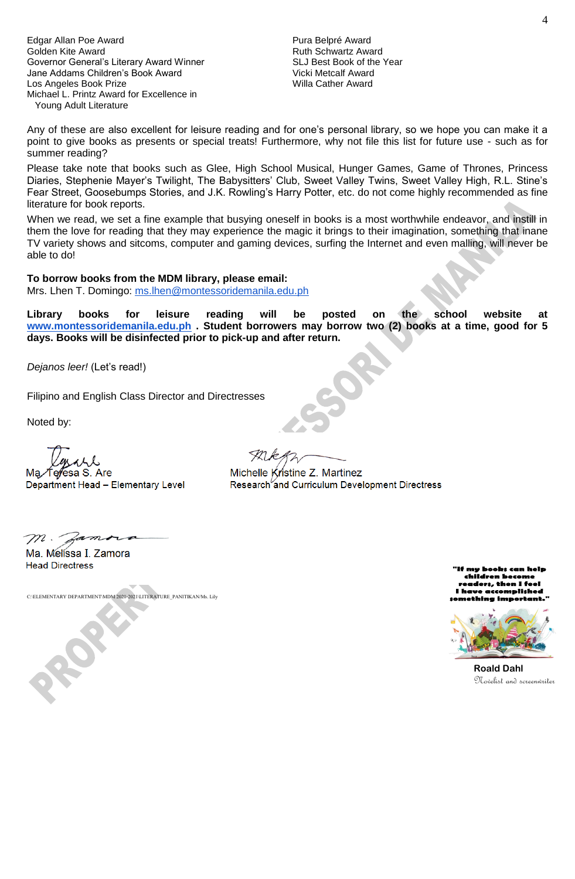Edgar Allan Poe Award
Golden Kite Award
Governor General's Literary Award Winner
Jane Addams Children's Book Award
Los Angeles Book Prize
Michael L. Printz Award for Excellence in Young Adult Literature
Pura Belpré Award
Ruth Schwartz Award
SLJ Best Book of the Year
Vicki Metcalf Award
Willa Cather Award

Any of these are also excellent for leisure reading and for one's personal library, so we hope you can make it a point to give books as presents or special treats! Furthermore, why not file this list for future use - such as for summer reading?

Please take note that books such as Glee, High School Musical, Hunger Games, Game of Thrones, Princess Diaries, Stephenie Mayer's Twilight, The Babysitters' Club, Sweet Valley Twins, Sweet Valley High, R.L. Stine's Fear Street, Goosebumps Stories, and J.K. Rowling's Harry Potter, etc. do not come highly recommended as fine literature for book reports.

When we read, we set a fine example that busying oneself in books is a most worthwhile endeavor, and instill in them the love for reading that they may experience the magic it brings to their imagination, something that inane TV variety shows and sitcoms, computer and gaming devices, surfing the Internet and even malling, will never be able to do!

**To borrow books from the MDM library, please email:**
Mrs. Lhen T. Domingo: ms.lhen@montessoridemanila.edu.ph

**Library books for leisure reading will be posted on the school website at www.montessoridemanila.edu.ph . Student borrowers may borrow two (2) books at a time, good for 5 days. Books will be disinfected prior to pick-up and after return.**

*Dejanos leer!* (Let's read!)

Filipino and English Class Director and Directresses

Noted by:

Ma. Teresa S. Are
Department Head – Elementary Level

Michelle Kristine Z. Martinez
Research and Curriculum Development Directress

Ma. Melissa I. Zamora
Head Directress

C:\ELEMENTARY DEPARTMENT\MDM 2020-2021\LITERATURE_PANITIKAN\Ms. Lily

**"If my books can help children become readers, then I feel I have accomplished something important."**

**Roald Dahl**
*Novelist and screenwriter*